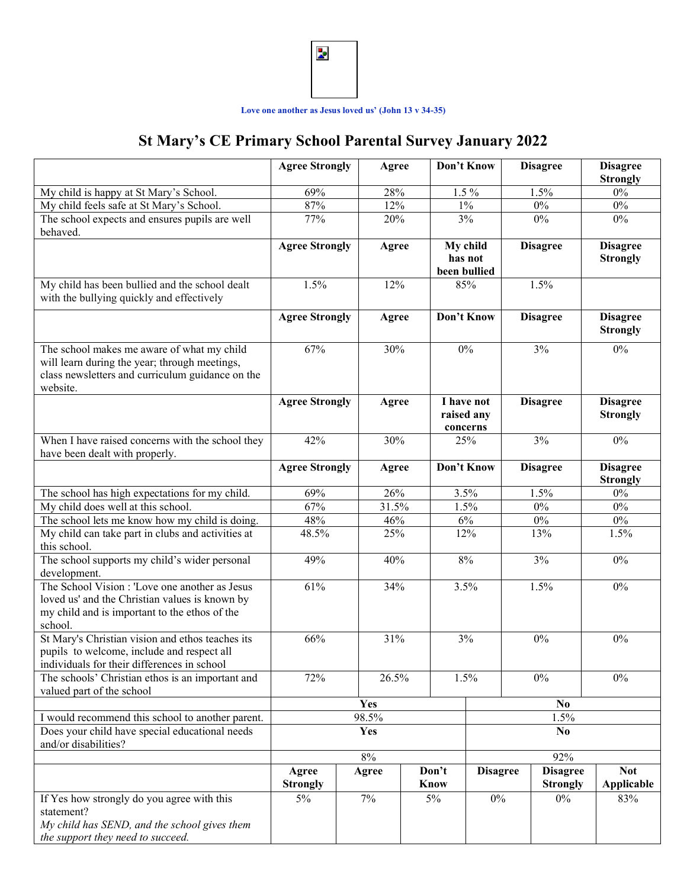Love one another as Jesus loved us' (John 13 v 34-35)

# St Mary's CE Primary School Parental Survey January 2022

| | Agree Strongly | Agree | Don't Know | Disagree | Disagree Strongly |
|---|---|---|---|---|---|
| My child is happy at St Mary's School. | 69% | 28% | 1.5 % | 1.5% | 0% |
| My child feels safe at St Mary's School. | 87% | 12% | 1% | 0% | 0% |
| The school expects and ensures pupils are well behaved. | 77% | 20% | 3% | 0% | 0% |
| | **Agree Strongly** | **Agree** | **My child has not been bullied** | **Disagree** | **Disagree Strongly** |
| My child has been bullied and the school dealt with the bullying quickly and effectively | 1.5% | 12% | 85% | 1.5% | |
| | **Agree Strongly** | **Agree** | **Don't Know** | **Disagree** | **Disagree Strongly** |
| The school makes me aware of what my child will learn during the year; through meetings, class newsletters and curriculum guidance on the website. | 67% | 30% | 0% | 3% | 0% |
| | **Agree Strongly** | **Agree** | **I have not raised any concerns** | **Disagree** | **Disagree Strongly** |
| When I have raised concerns with the school they have been dealt with properly. | 42% | 30% | 25% | 3% | 0% |
| | **Agree Strongly** | **Agree** | **Don't Know** | **Disagree** | **Disagree Strongly** |
| The school has high expectations for my child. | 69% | 26% | 3.5% | 1.5% | 0% |
| My child does well at this school. | 67% | 31.5% | 1.5% | 0% | 0% |
| The school lets me know how my child is doing. | 48% | 46% | 6% | 0% | 0% |
| My child can take part in clubs and activities at this school. | 48.5% | 25% | 12% | 13% | 1.5% |
| The school supports my child's wider personal development. | 49% | 40% | 8% | 3% | 0% |
| The School Vision : 'Love one another as Jesus loved us' and the Christian values is known by my child and is important to the ethos of the school. | 61% | 34% | 3.5% | 1.5% | 0% |
| St Mary's Christian vision and ethos teaches its pupils to welcome, include and respect all individuals for their differences in school | 66% | 31% | 3% | 0% | 0% |
| The schools' Christian ethos is an important and valued part of the school | 72% | 26.5% | 1.5% | 0% | 0% |

| | Yes | No |
|---|---|---|
| I would recommend this school to another parent. | 98.5% | 1.5% |
| Does your child have special educational needs and/or disabilities? | **Yes** | **No** |
| | 8% | 92% |

| | Agree Strongly | Agree | Don't Know | Disagree | Disagree Strongly | Not Applicable |
|---|---|---|---|---|---|---|
| If Yes how strongly do you agree with this statement? *My child has SEND, and the school gives them the support they need to succeed.* | 5% | 7% | 5% | 0% | 0% | 83% |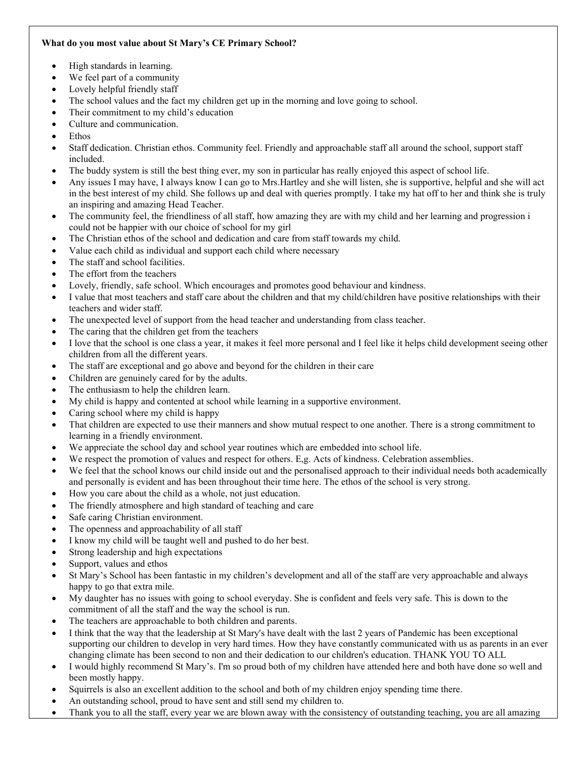**What do you most value about St Mary's CE Primary School?**

- High standards in learning.
- We feel part of a community
- Lovely helpful friendly staff
- The school values and the fact my children get up in the morning and love going to school.
- Their commitment to my child's education
- Culture and communication.
- Ethos
- Staff dedication. Christian ethos. Community feel. Friendly and approachable staff all around the school, support staff included.
- The buddy system is still the best thing ever, my son in particular has really enjoyed this aspect of school life.
- Any issues I may have, I always know I can go to Mrs.Hartley and she will listen, she is supportive, helpful and she will act in the best interest of my child. She follows up and deal with queries promptly. I take my hat off to her and think she is truly an inspiring and amazing Head Teacher.
- The community feel, the friendliness of all staff, how amazing they are with my child and her learning and progression i could not be happier with our choice of school for my girl
- The Christian ethos of the school and dedication and care from staff towards my child.
- Value each child as individual and support each child where necessary
- The staff and school facilities.
- The effort from the teachers
- Lovely, friendly, safe school. Which encourages and promotes good behaviour and kindness.
- I value that most teachers and staff care about the children and that my child/children have positive relationships with their teachers and wider staff.
- The unexpected level of support from the head teacher and understanding from class teacher.
- The caring that the children get from the teachers
- I love that the school is one class a year, it makes it feel more personal and I feel like it helps child development seeing other children from all the different years.
- The staff are exceptional and go above and beyond for the children in their care
- Children are genuinely cared for by the adults.
- The enthusiasm to help the children learn.
- My child is happy and contented at school while learning in a supportive environment.
- Caring school where my child is happy
- That children are expected to use their manners and show mutual respect to one another. There is a strong commitment to learning in a friendly environment.
- We appreciate the school day and school year routines which are embedded into school life.
- We respect the promotion of values and respect for others. E,g. Acts of kindness. Celebration assemblies.
- We feel that the school knows our child inside out and the personalised approach to their individual needs both academically and personally is evident and has been throughout their time here. The ethos of the school is very strong.
- How you care about the child as a whole, not just education.
- The friendly atmosphere and high standard of teaching and care
- Safe caring Christian environment.
- The openness and approachability of all staff
- I know my child will be taught well and pushed to do her best.
- Strong leadership and high expectations
- Support, values and ethos
- St Mary's School has been fantastic in my children's development and all of the staff are very approachable and always happy to go that extra mile.
- My daughter has no issues with going to school everyday. She is confident and feels very safe. This is down to the commitment of all the staff and the way the school is run.
- The teachers are approachable to both children and parents.
- I think that the way that the leadership at St Mary's have dealt with the last 2 years of Pandemic has been exceptional supporting our children to develop in very hard times. How they have constantly communicated with us as parents in an ever changing climate has been second to non and their dedication to our children's education. THANK YOU TO ALL
- I would highly recommend St Mary's. I'm so proud both of my children have attended here and both have done so well and been mostly happy.
- Squirrels is also an excellent addition to the school and both of my children enjoy spending time there.
- An outstanding school, proud to have sent and still send my children to.
- Thank you to all the staff, every year we are blown away with the consistency of outstanding teaching, you are all amazing